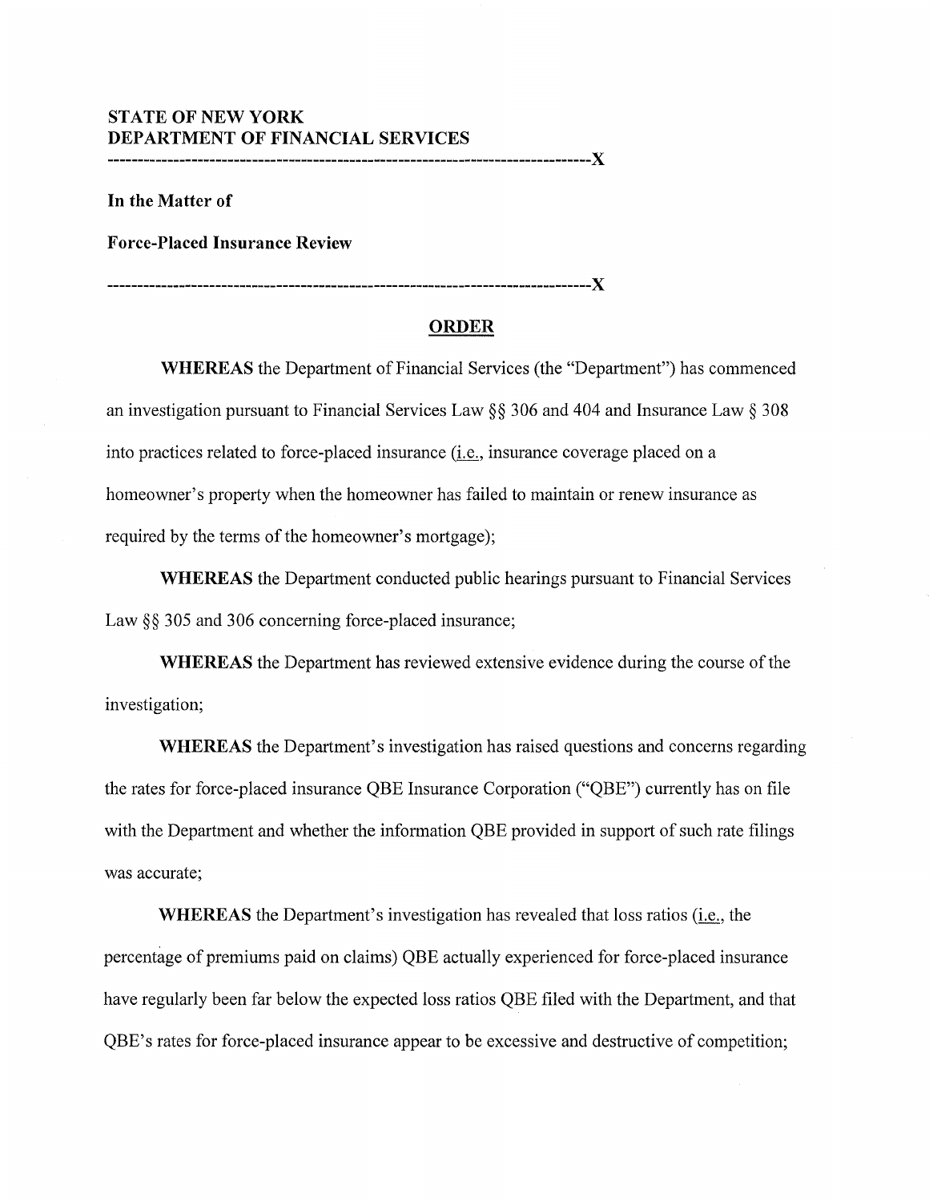**STATE OF NEW YORK**
**DEPARTMENT OF FINANCIAL SERVICES**

--------------------------------------------------------------------------------X

**In the Matter of**

**Force-Placed Insurance Review**

--------------------------------------------------------------------------------X

## ORDER

**WHEREAS** the Department of Financial Services (the "Department") has commenced an investigation pursuant to Financial Services Law §§ 306 and 404 and Insurance Law § 308 into practices related to force-placed insurance (i.e., insurance coverage placed on a homeowner's property when the homeowner has failed to maintain or renew insurance as required by the terms of the homeowner's mortgage);

**WHEREAS** the Department conducted public hearings pursuant to Financial Services Law §§ 305 and 306 concerning force-placed insurance;

**WHEREAS** the Department has reviewed extensive evidence during the course of the investigation;

**WHEREAS** the Department's investigation has raised questions and concerns regarding the rates for force-placed insurance QBE Insurance Corporation ("QBE") currently has on file with the Department and whether the information QBE provided in support of such rate filings was accurate;

**WHEREAS** the Department's investigation has revealed that loss ratios (i.e., the percentage of premiums paid on claims) QBE actually experienced for force-placed insurance have regularly been far below the expected loss ratios QBE filed with the Department, and that QBE's rates for force-placed insurance appear to be excessive and destructive of competition;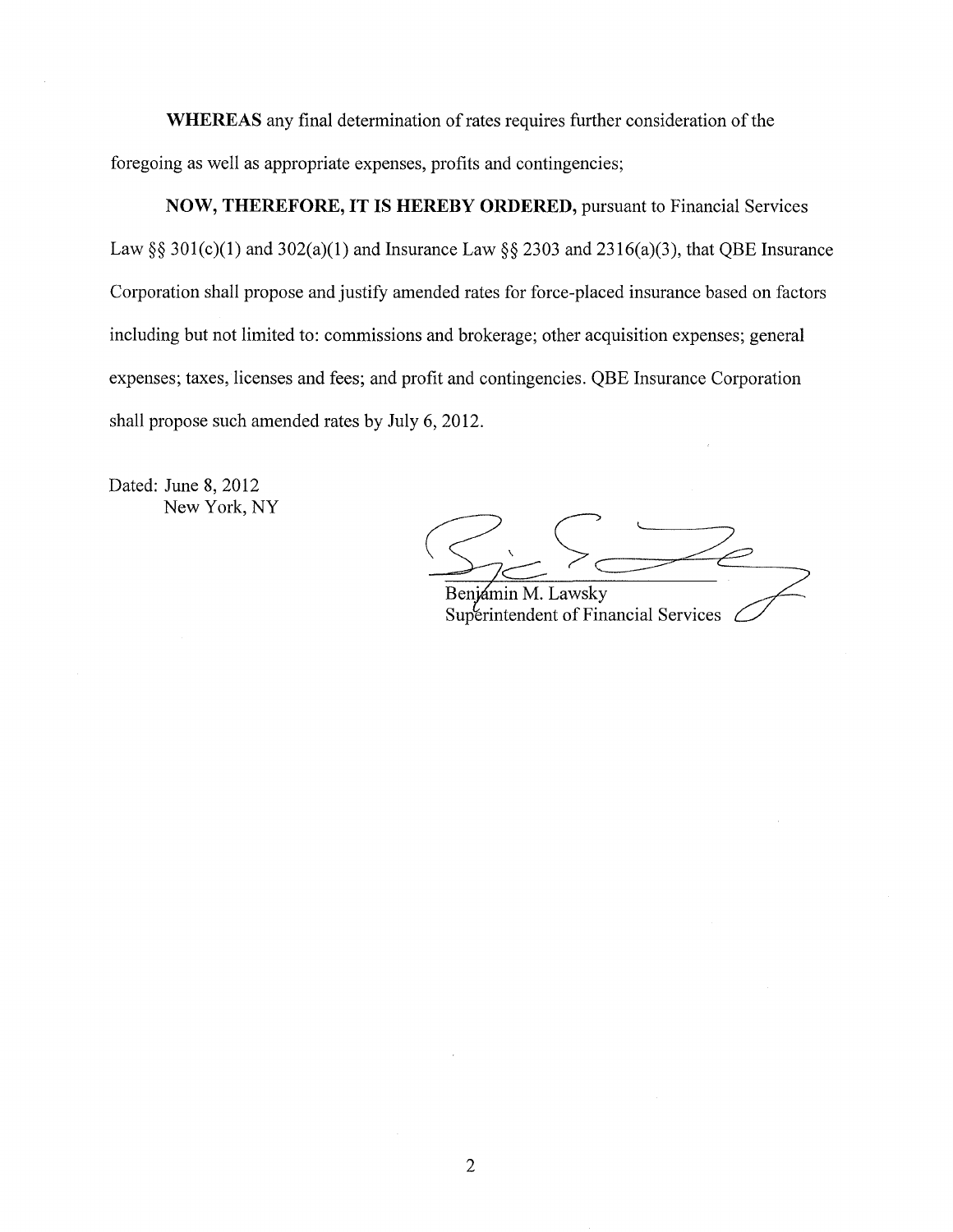**WHEREAS** any final determination of rates requires further consideration of the foregoing as well as appropriate expenses, profits and contingencies;

**NOW, THEREFORE, IT IS HEREBY ORDERED,** pursuant to Financial Services Law §§ 301(c)(1) and 302(a)(1) and Insurance Law §§ 2303 and 2316(a)(3), that QBE Insurance Corporation shall propose and justify amended rates for force-placed insurance based on factors including but not limited to: commissions and brokerage; other acquisition expenses; general expenses; taxes, licenses and fees; and profit and contingencies. QBE Insurance Corporation shall propose such amended rates by July 6, 2012.

Dated: June 8, 2012
New York, NY

Benjamin M. Lawsky
Superintendent of Financial Services